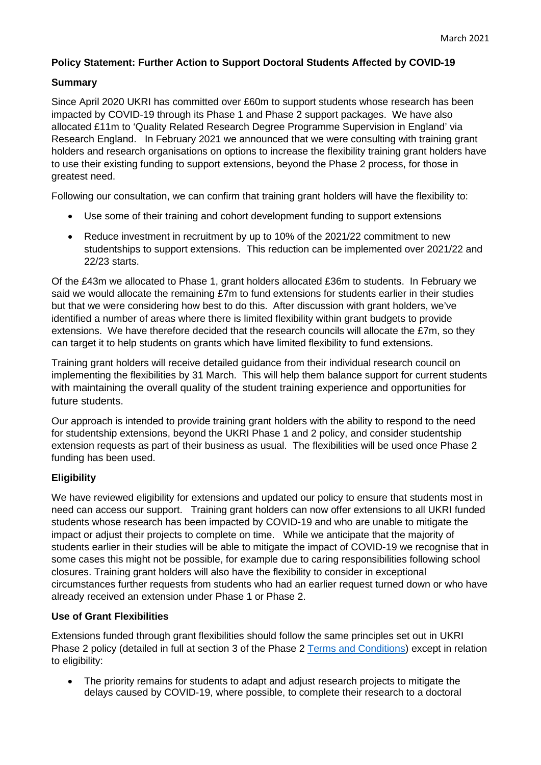March 2021

**Policy Statement: Further Action to Support Doctoral Students Affected by COVID-19**

**Summary**

Since April 2020 UKRI has committed over £60m to support students whose research has been impacted by COVID-19 through its Phase 1 and Phase 2 support packages. We have also allocated £11m to 'Quality Related Research Degree Programme Supervision in England' via Research England. In February 2021 we announced that we were consulting with training grant holders and research organisations on options to increase the flexibility training grant holders have to use their existing funding to support extensions, beyond the Phase 2 process, for those in greatest need.

Following our consultation, we can confirm that training grant holders will have the flexibility to:

- Use some of their training and cohort development funding to support extensions
- Reduce investment in recruitment by up to 10% of the 2021/22 commitment to new studentships to support extensions. This reduction can be implemented over 2021/22 and 22/23 starts.

Of the £43m we allocated to Phase 1, grant holders allocated £36m to students. In February we said we would allocate the remaining £7m to fund extensions for students earlier in their studies but that we were considering how best to do this. After discussion with grant holders, we've identified a number of areas where there is limited flexibility within grant budgets to provide extensions. We have therefore decided that the research councils will allocate the £7m, so they can target it to help students on grants which have limited flexibility to fund extensions.

Training grant holders will receive detailed guidance from their individual research council on implementing the flexibilities by 31 March. This will help them balance support for current students with maintaining the overall quality of the student training experience and opportunities for future students.

Our approach is intended to provide training grant holders with the ability to respond to the need for studentship extensions, beyond the UKRI Phase 1 and 2 policy, and consider studentship extension requests as part of their business as usual. The flexibilities will be used once Phase 2 funding has been used.

**Eligibility**

We have reviewed eligibility for extensions and updated our policy to ensure that students most in need can access our support. Training grant holders can now offer extensions to all UKRI funded students whose research has been impacted by COVID-19 and who are unable to mitigate the impact or adjust their projects to complete on time. While we anticipate that the majority of students earlier in their studies will be able to mitigate the impact of COVID-19 we recognise that in some cases this might not be possible, for example due to caring responsibilities following school closures. Training grant holders will also have the flexibility to consider in exceptional circumstances further requests from students who had an earlier request turned down or who have already received an extension under Phase 1 or Phase 2.

**Use of Grant Flexibilities**

Extensions funded through grant flexibilities should follow the same principles set out in UKRI Phase 2 policy (detailed in full at section 3 of the Phase 2 Terms and Conditions) except in relation to eligibility:

- The priority remains for students to adapt and adjust research projects to mitigate the delays caused by COVID-19, where possible, to complete their research to a doctoral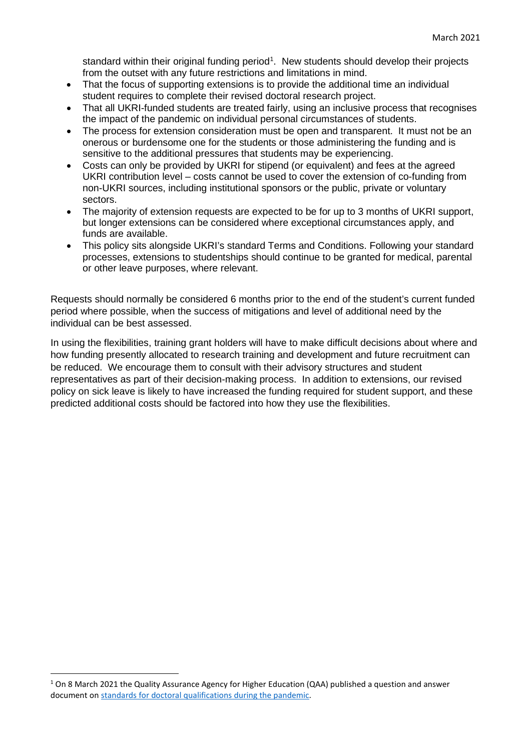standard within their original funding period[1]. New students should develop their projects from the outset with any future restrictions and limitations in mind.

- That the focus of supporting extensions is to provide the additional time an individual student requires to complete their revised doctoral research project.
- That all UKRI-funded students are treated fairly, using an inclusive process that recognises the impact of the pandemic on individual personal circumstances of students.
- The process for extension consideration must be open and transparent. It must not be an onerous or burdensome one for the students or those administering the funding and is sensitive to the additional pressures that students may be experiencing.
- Costs can only be provided by UKRI for stipend (or equivalent) and fees at the agreed UKRI contribution level – costs cannot be used to cover the extension of co-funding from non-UKRI sources, including institutional sponsors or the public, private or voluntary sectors.
- The majority of extension requests are expected to be for up to 3 months of UKRI support, but longer extensions can be considered where exceptional circumstances apply, and funds are available.
- This policy sits alongside UKRI's standard Terms and Conditions. Following your standard processes, extensions to studentships should continue to be granted for medical, parental or other leave purposes, where relevant.

Requests should normally be considered 6 months prior to the end of the student's current funded period where possible, when the success of mitigations and level of additional need by the individual can be best assessed.

In using the flexibilities, training grant holders will have to make difficult decisions about where and how funding presently allocated to research training and development and future recruitment can be reduced. We encourage them to consult with their advisory structures and student representatives as part of their decision-making process. In addition to extensions, our revised policy on sick leave is likely to have increased the funding required for student support, and these predicted additional costs should be factored into how they use the flexibilities.

[1] On 8 March 2021 the Quality Assurance Agency for Higher Education (QAA) published a question and answer document on standards for doctoral qualifications during the pandemic.